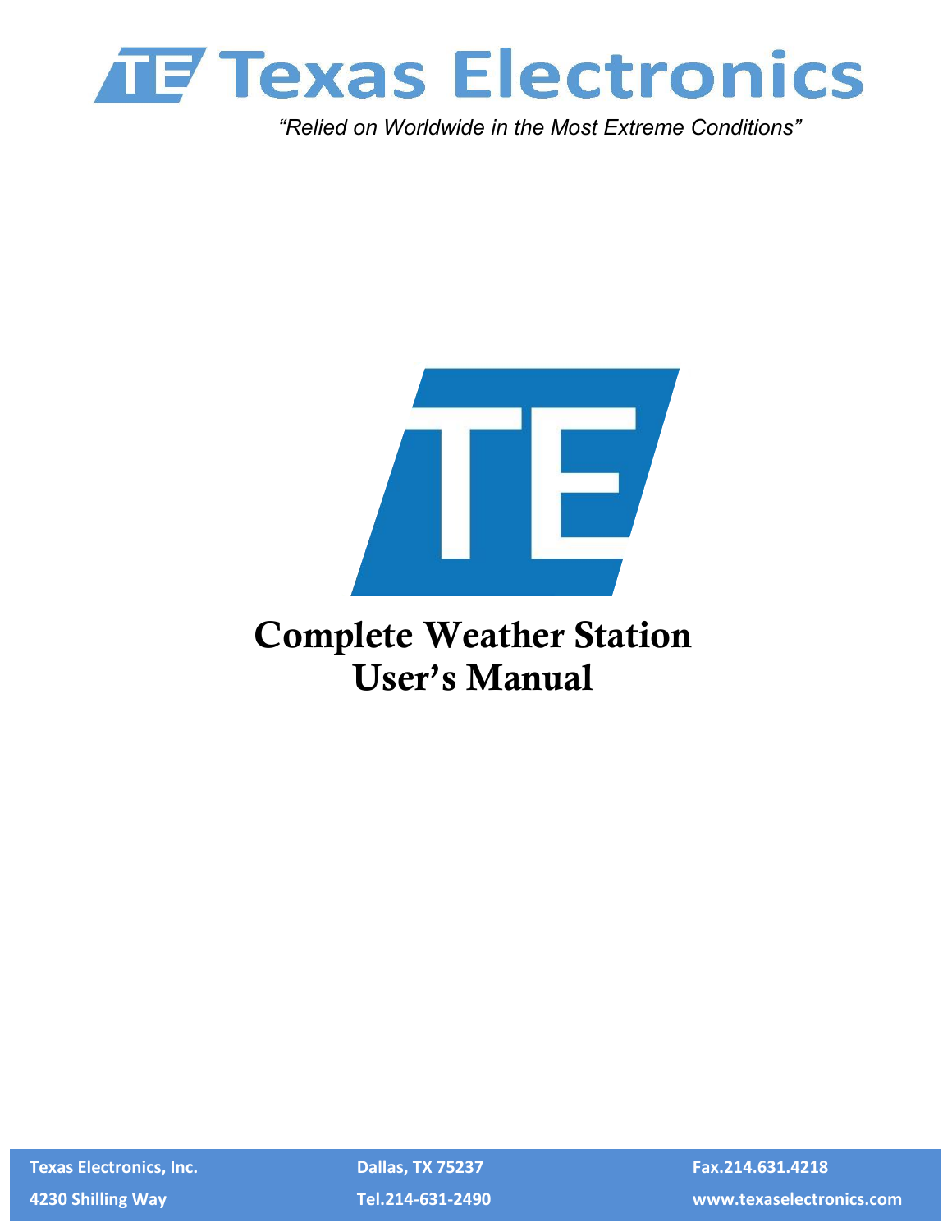# Texas Electronics

*"Relied on Worldwide in the Most Extreme Conditions"*

# Complete Weather Station User's Manual

**Texas Electronics, Inc.**
**4230 Shilling Way**

**Dallas, TX 75237**
**Tel.214-631-2490**

**Fax.214.631.4218**
**www.texaselectronics.com**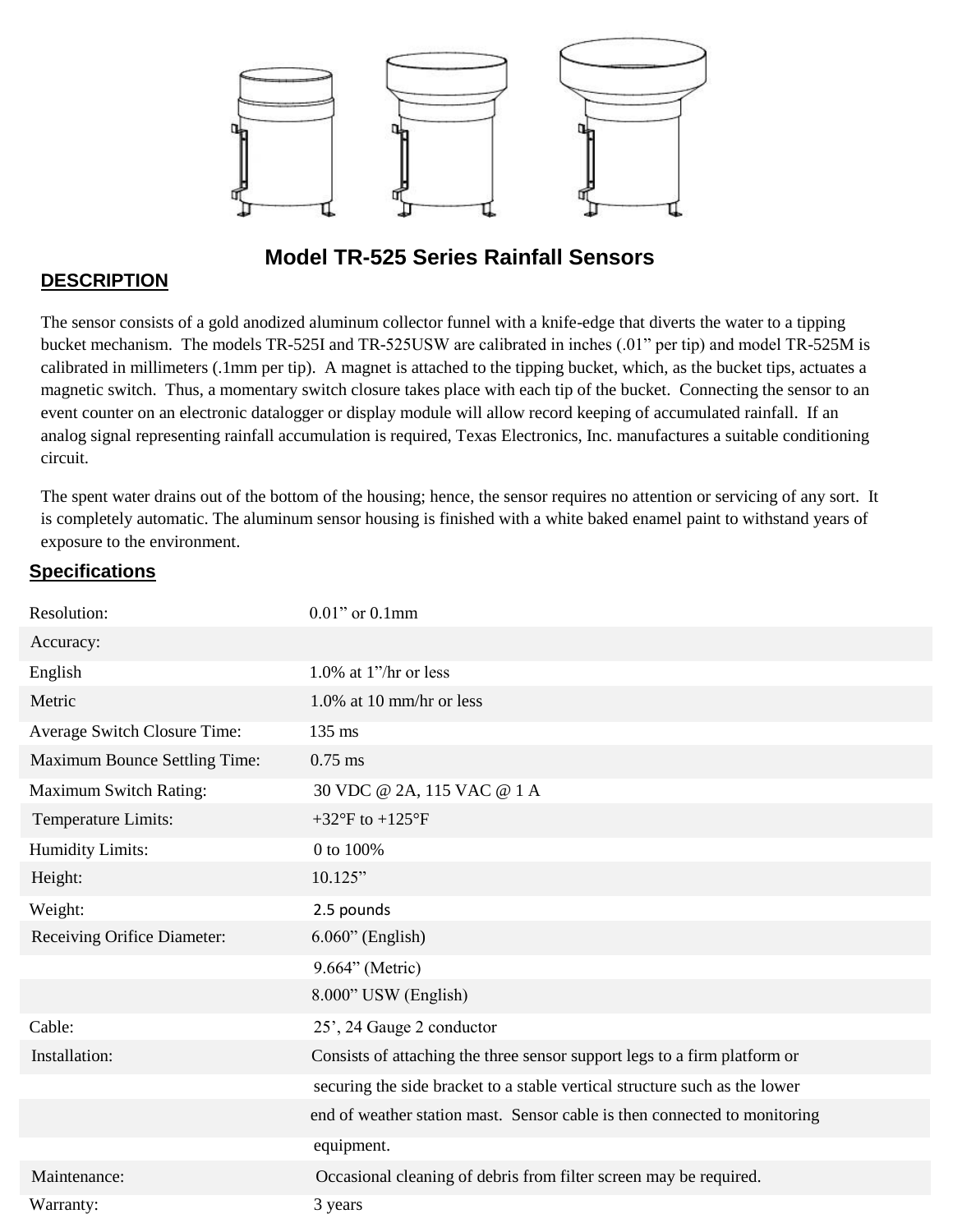## Model TR-525 Series Rainfall Sensors

### DESCRIPTION

The sensor consists of a gold anodized aluminum collector funnel with a knife-edge that diverts the water to a tipping bucket mechanism. The models TR-525I and TR-525USW are calibrated in inches (.01" per tip) and model TR-525M is calibrated in millimeters (.1mm per tip). A magnet is attached to the tipping bucket, which, as the bucket tips, actuates a magnetic switch. Thus, a momentary switch closure takes place with each tip of the bucket. Connecting the sensor to an event counter on an electronic datalogger or display module will allow record keeping of accumulated rainfall. If an analog signal representing rainfall accumulation is required, Texas Electronics, Inc. manufactures a suitable conditioning circuit.

The spent water drains out of the bottom of the housing; hence, the sensor requires no attention or servicing of any sort. It is completely automatic. The aluminum sensor housing is finished with a white baked enamel paint to withstand years of exposure to the environment.

### Specifications

| | |
|---|---|
| Resolution: | 0.01" or 0.1mm |
| Accuracy: | |
| English | 1.0% at 1"/hr or less |
| Metric | 1.0% at 10 mm/hr or less |
| Average Switch Closure Time: | 135 ms |
| Maximum Bounce Settling Time: | 0.75 ms |
| Maximum Switch Rating: | 30 VDC @ 2A, 115 VAC @ 1 A |
| Temperature Limits: | +32°F to +125°F |
| Humidity Limits: | 0 to 100% |
| Height: | 10.125" |
| Weight: | 2.5 pounds |
| Receiving Orifice Diameter: | 6.060" (English) |
| | 9.664" (Metric) |
| | 8.000" USW (English) |
| Cable: | 25', 24 Gauge 2 conductor |
| Installation: | Consists of attaching the three sensor support legs to a firm platform or securing the side bracket to a stable vertical structure such as the lower end of weather station mast. Sensor cable is then connected to monitoring equipment. |
| Maintenance: | Occasional cleaning of debris from filter screen may be required. |
| Warranty: | 3 years |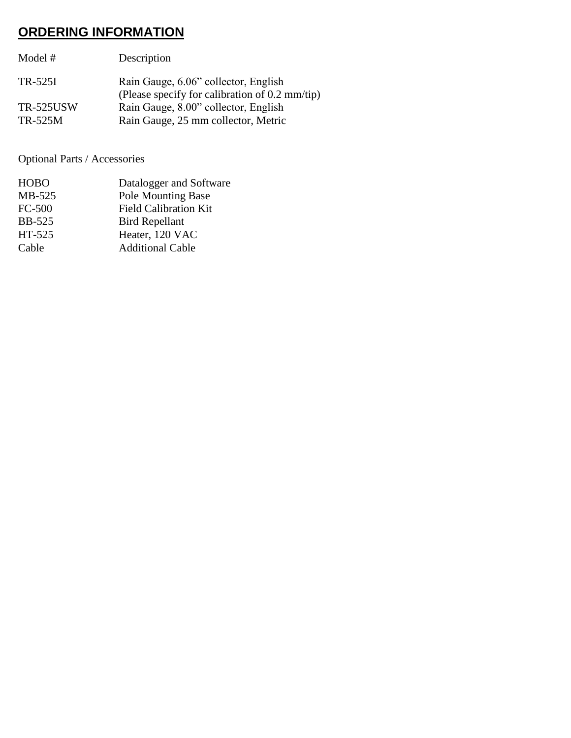## ORDERING INFORMATION

| Model # | Description |
|---|---|
| TR-525I | Rain Gauge, 6.06" collector, English (Please specify for calibration of 0.2 mm/tip) |
| TR-525USW | Rain Gauge, 8.00" collector, English |
| TR-525M | Rain Gauge, 25 mm collector, Metric |

Optional Parts / Accessories

| | |
|---|---|
| HOBO | Datalogger and Software |
| MB-525 | Pole Mounting Base |
| FC-500 | Field Calibration Kit |
| BB-525 | Bird Repellant |
| HT-525 | Heater, 120 VAC |
| Cable | Additional Cable |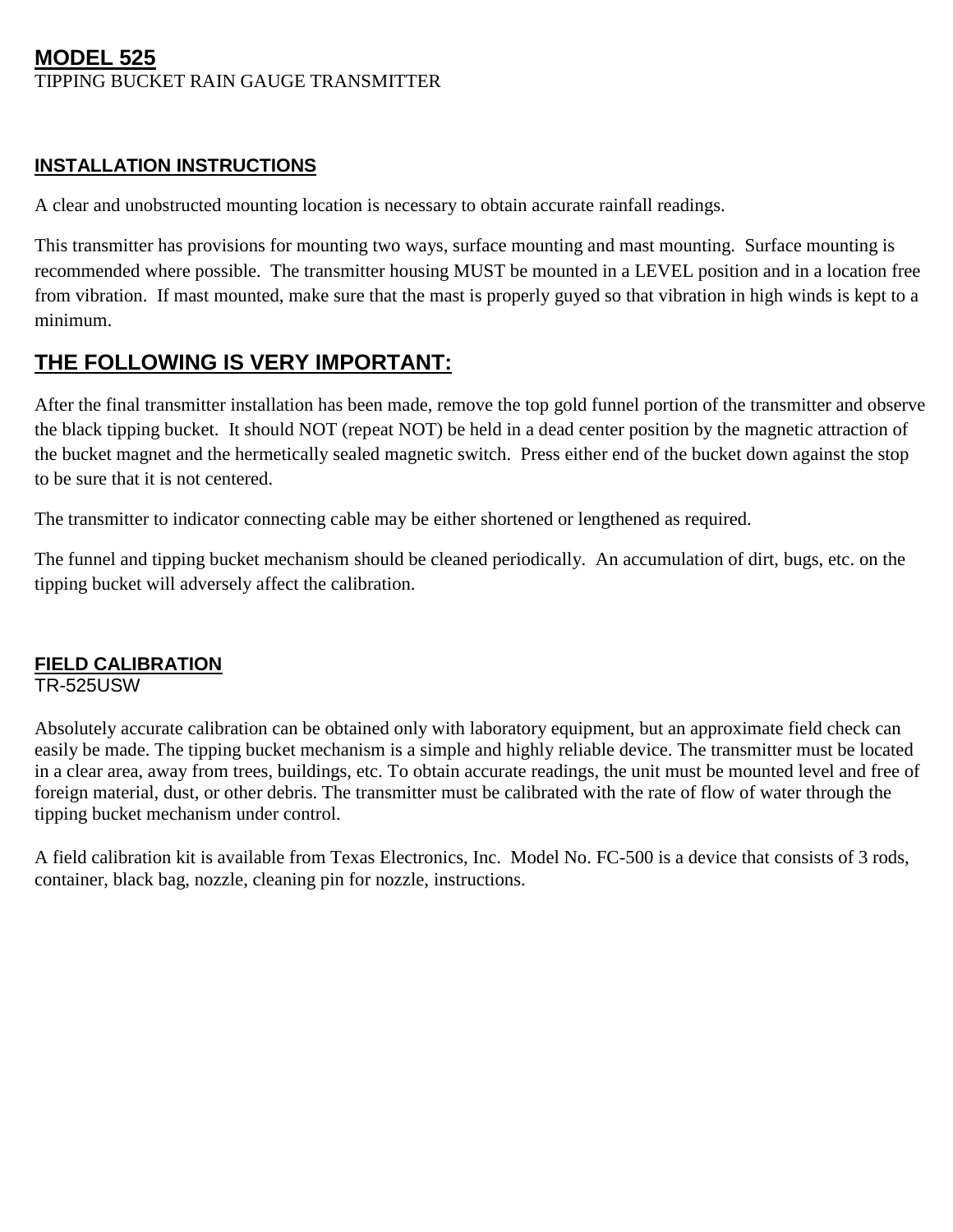# MODEL 525

TIPPING BUCKET RAIN GAUGE TRANSMITTER

## INSTALLATION INSTRUCTIONS

A clear and unobstructed mounting location is necessary to obtain accurate rainfall readings.

This transmitter has provisions for mounting two ways, surface mounting and mast mounting. Surface mounting is recommended where possible. The transmitter housing MUST be mounted in a LEVEL position and in a location free from vibration. If mast mounted, make sure that the mast is properly guyed so that vibration in high winds is kept to a minimum.

## THE FOLLOWING IS VERY IMPORTANT:

After the final transmitter installation has been made, remove the top gold funnel portion of the transmitter and observe the black tipping bucket. It should NOT (repeat NOT) be held in a dead center position by the magnetic attraction of the bucket magnet and the hermetically sealed magnetic switch. Press either end of the bucket down against the stop to be sure that it is not centered.

The transmitter to indicator connecting cable may be either shortened or lengthened as required.

The funnel and tipping bucket mechanism should be cleaned periodically. An accumulation of dirt, bugs, etc. on the tipping bucket will adversely affect the calibration.

## FIELD CALIBRATION

TR-525USW

Absolutely accurate calibration can be obtained only with laboratory equipment, but an approximate field check can easily be made. The tipping bucket mechanism is a simple and highly reliable device. The transmitter must be located in a clear area, away from trees, buildings, etc. To obtain accurate readings, the unit must be mounted level and free of foreign material, dust, or other debris. The transmitter must be calibrated with the rate of flow of water through the tipping bucket mechanism under control.

A field calibration kit is available from Texas Electronics, Inc. Model No. FC-500 is a device that consists of 3 rods, container, black bag, nozzle, cleaning pin for nozzle, instructions.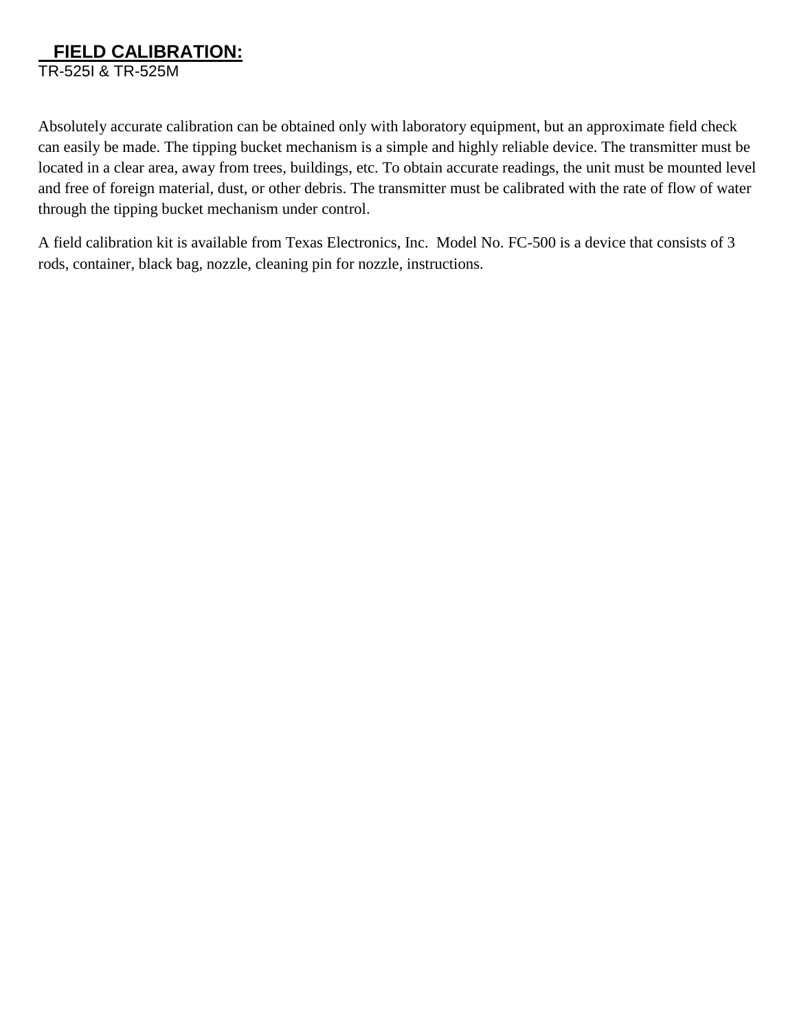## FIELD CALIBRATION:

TR-525I & TR-525M

Absolutely accurate calibration can be obtained only with laboratory equipment, but an approximate field check can easily be made. The tipping bucket mechanism is a simple and highly reliable device. The transmitter must be located in a clear area, away from trees, buildings, etc. To obtain accurate readings, the unit must be mounted level and free of foreign material, dust, or other debris. The transmitter must be calibrated with the rate of flow of water through the tipping bucket mechanism under control.

A field calibration kit is available from Texas Electronics, Inc. Model No. FC-500 is a device that consists of 3 rods, container, black bag, nozzle, cleaning pin for nozzle, instructions.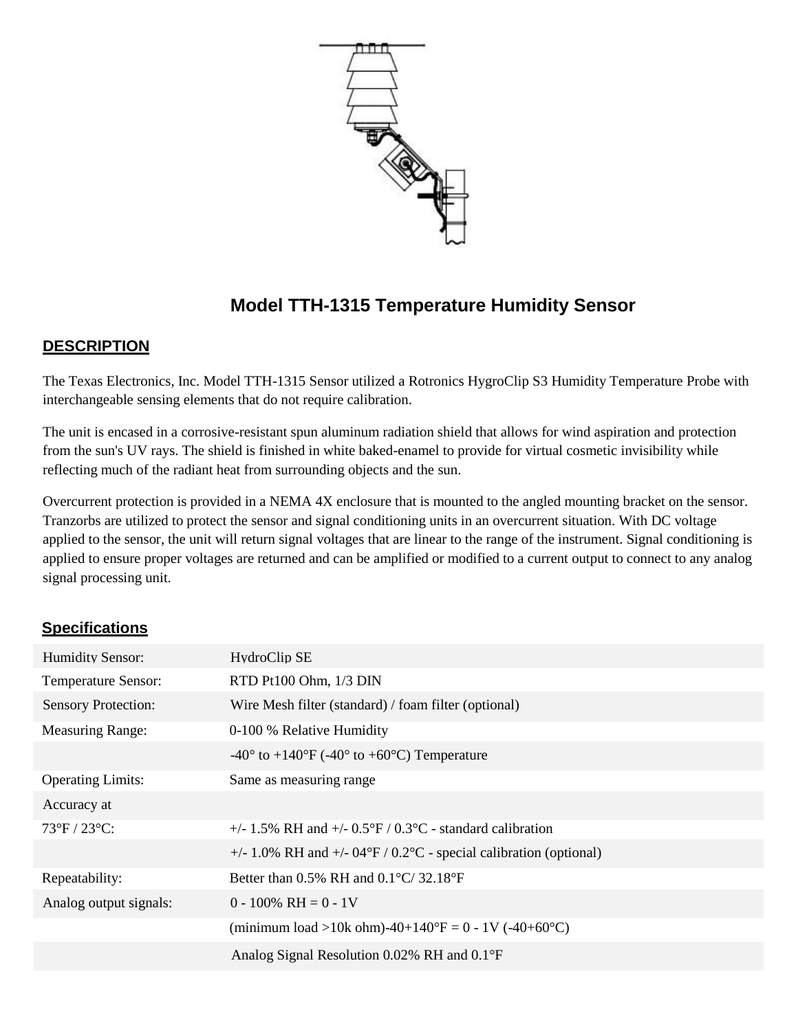# Model TTH-1315 Temperature Humidity Sensor

## DESCRIPTION

The Texas Electronics, Inc. Model TTH-1315 Sensor utilized a Rotronics HygroClip S3 Humidity Temperature Probe with interchangeable sensing elements that do not require calibration.

The unit is encased in a corrosive-resistant spun aluminum radiation shield that allows for wind aspiration and protection from the sun's UV rays. The shield is finished in white baked-enamel to provide for virtual cosmetic invisibility while reflecting much of the radiant heat from surrounding objects and the sun.

Overcurrent protection is provided in a NEMA 4X enclosure that is mounted to the angled mounting bracket on the sensor. Tranzorbs are utilized to protect the sensor and signal conditioning units in an overcurrent situation. With DC voltage applied to the sensor, the unit will return signal voltages that are linear to the range of the instrument. Signal conditioning is applied to ensure proper voltages are returned and can be amplified or modified to a current output to connect to any analog signal processing unit.

## Specifications

| | |
|---|---|
| Humidity Sensor: | HydroClip SE |
| Temperature Sensor: | RTD Pt100 Ohm, 1/3 DIN |
| Sensory Protection: | Wire Mesh filter (standard) / foam filter (optional) |
| Measuring Range: | 0-100 % Relative Humidity |
| | -40° to +140°F (-40° to +60°C) Temperature |
| Operating Limits: | Same as measuring range |
| Accuracy at | |
| 73°F / 23°C: | +/- 1.5% RH and +/- 0.5°F / 0.3°C - standard calibration |
| | +/- 1.0% RH and +/- 04°F / 0.2°C - special calibration (optional) |
| Repeatability: | Better than 0.5% RH and 0.1°C/ 32.18°F |
| Analog output signals: | 0 - 100% RH = 0 - 1V |
| | (minimum load >10k ohm)-40+140°F = 0 - 1V (-40+60°C) |
| | Analog Signal Resolution 0.02% RH and 0.1°F |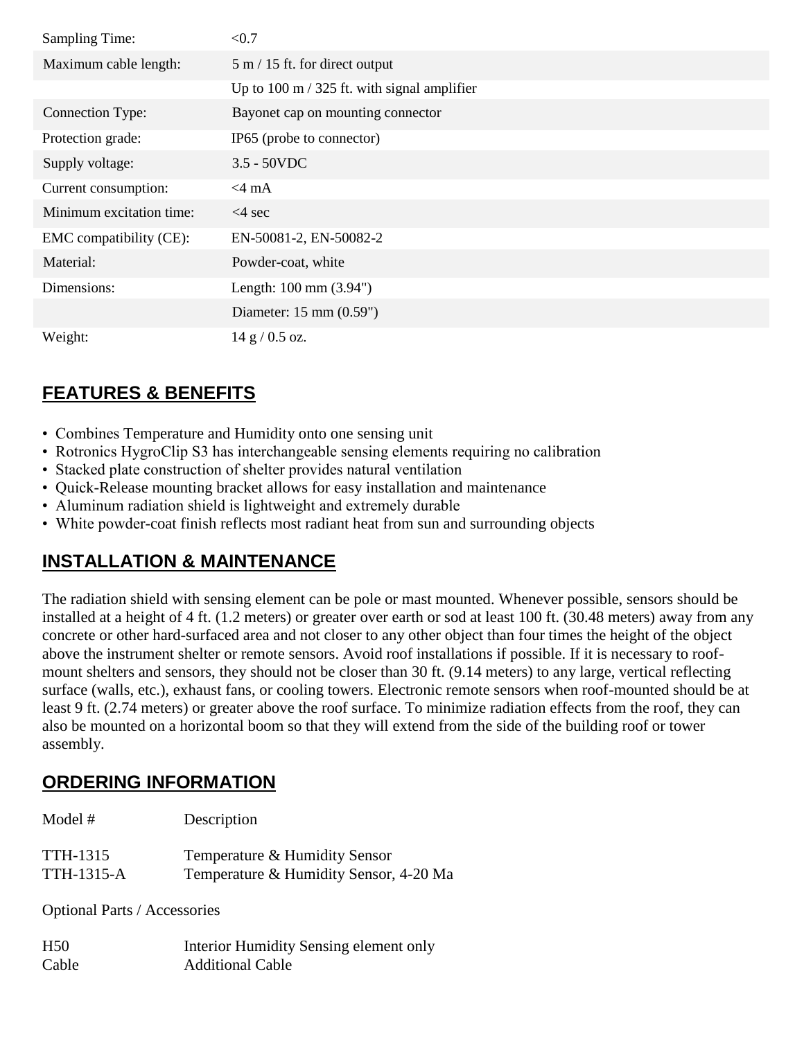| | |
|---|---|
| Sampling Time: | <0.7 |
| Maximum cable length: | 5 m / 15 ft. for direct output |
| | Up to 100 m / 325 ft. with signal amplifier |
| Connection Type: | Bayonet cap on mounting connector |
| Protection grade: | IP65 (probe to connector) |
| Supply voltage: | 3.5 - 50VDC |
| Current consumption: | <4 mA |
| Minimum excitation time: | <4 sec |
| EMC compatibility (CE): | EN-50081-2, EN-50082-2 |
| Material: | Powder-coat, white |
| Dimensions: | Length: 100 mm (3.94") |
| | Diameter: 15 mm (0.59") |
| Weight: | 14 g / 0.5 oz. |

## FEATURES & BENEFITS

- Combines Temperature and Humidity onto one sensing unit
- Rotronics HygroClip S3 has interchangeable sensing elements requiring no calibration
- Stacked plate construction of shelter provides natural ventilation
- Quick-Release mounting bracket allows for easy installation and maintenance
- Aluminum radiation shield is lightweight and extremely durable
- White powder-coat finish reflects most radiant heat from sun and surrounding objects

## INSTALLATION & MAINTENANCE

The radiation shield with sensing element can be pole or mast mounted. Whenever possible, sensors should be installed at a height of 4 ft. (1.2 meters) or greater over earth or sod at least 100 ft. (30.48 meters) away from any concrete or other hard-surfaced area and not closer to any other object than four times the height of the object above the instrument shelter or remote sensors. Avoid roof installations if possible. If it is necessary to roof-mount shelters and sensors, they should not be closer than 30 ft. (9.14 meters) to any large, vertical reflecting surface (walls, etc.), exhaust fans, or cooling towers. Electronic remote sensors when roof-mounted should be at least 9 ft. (2.74 meters) or greater above the roof surface. To minimize radiation effects from the roof, they can also be mounted on a horizontal boom so that they will extend from the side of the building roof or tower assembly.

## ORDERING INFORMATION

| Model # | Description |
|---|---|
| TTH-1315 | Temperature & Humidity Sensor |
| TTH-1315-A | Temperature & Humidity Sensor, 4-20 Ma |

Optional Parts / Accessories

| | |
|---|---|
| H50 | Interior Humidity Sensing element only |
| Cable | Additional Cable |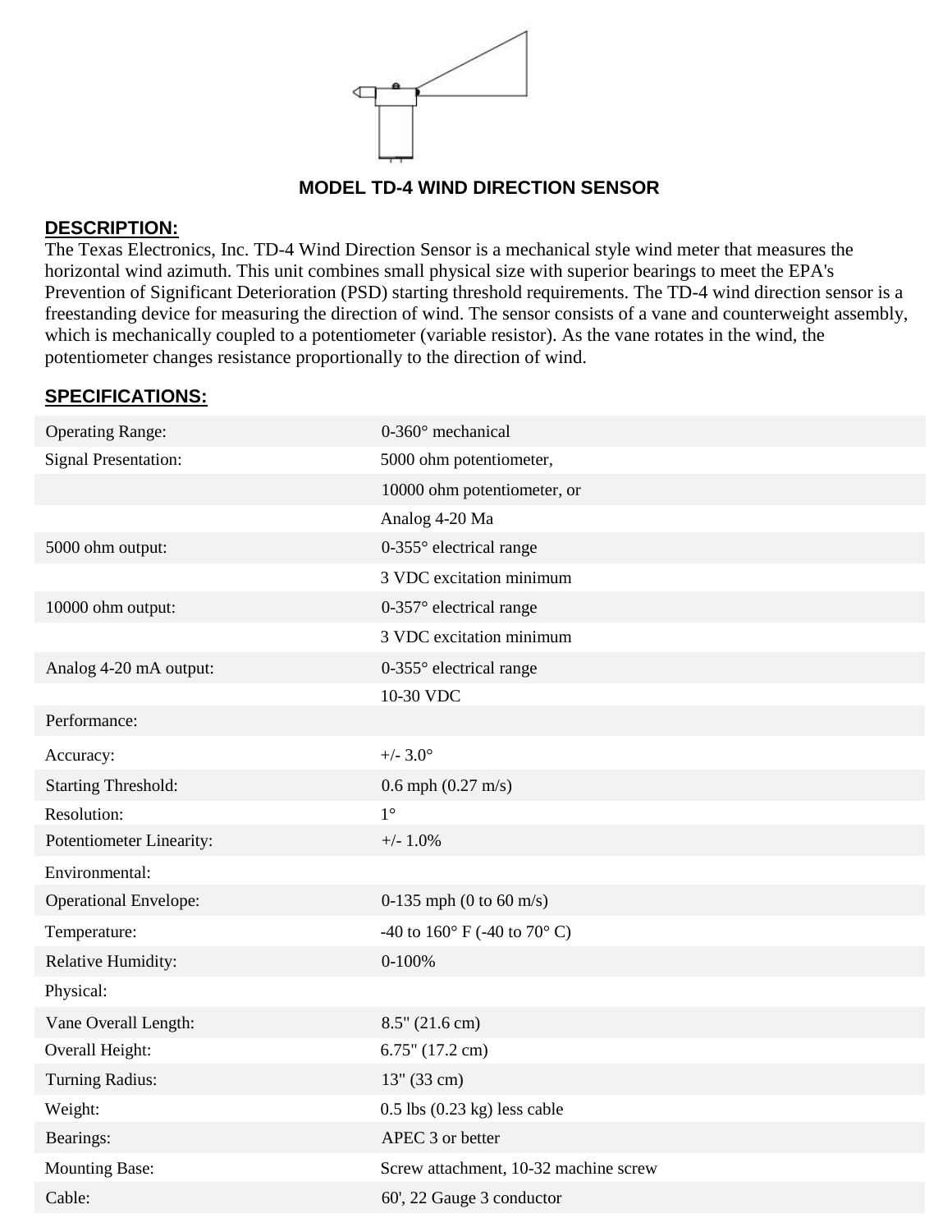## MODEL TD-4 WIND DIRECTION SENSOR

### DESCRIPTION:

The Texas Electronics, Inc. TD-4 Wind Direction Sensor is a mechanical style wind meter that measures the horizontal wind azimuth. This unit combines small physical size with superior bearings to meet the EPA's Prevention of Significant Deterioration (PSD) starting threshold requirements. The TD-4 wind direction sensor is a freestanding device for measuring the direction of wind. The sensor consists of a vane and counterweight assembly, which is mechanically coupled to a potentiometer (variable resistor). As the vane rotates in the wind, the potentiometer changes resistance proportionally to the direction of wind.

### SPECIFICATIONS:

| | |
|---|---|
| Operating Range: | 0-360° mechanical |
| Signal Presentation: | 5000 ohm potentiometer, |
| | 10000 ohm potentiometer, or |
| | Analog 4-20 Ma |
| 5000 ohm output: | 0-355° electrical range |
| | 3 VDC excitation minimum |
| 10000 ohm output: | 0-357° electrical range |
| | 3 VDC excitation minimum |
| Analog 4-20 mA output: | 0-355° electrical range |
| | 10-30 VDC |
| Performance: | |
| Accuracy: | +/- 3.0° |
| Starting Threshold: | 0.6 mph (0.27 m/s) |
| Resolution: | 1° |
| Potentiometer Linearity: | +/- 1.0% |
| Environmental: | |
| Operational Envelope: | 0-135 mph (0 to 60 m/s) |
| Temperature: | -40 to 160° F (-40 to 70° C) |
| Relative Humidity: | 0-100% |
| Physical: | |
| Vane Overall Length: | 8.5" (21.6 cm) |
| Overall Height: | 6.75" (17.2 cm) |
| Turning Radius: | 13" (33 cm) |
| Weight: | 0.5 lbs (0.23 kg) less cable |
| Bearings: | APEC 3 or better |
| Mounting Base: | Screw attachment, 10-32 machine screw |
| Cable: | 60', 22 Gauge 3 conductor |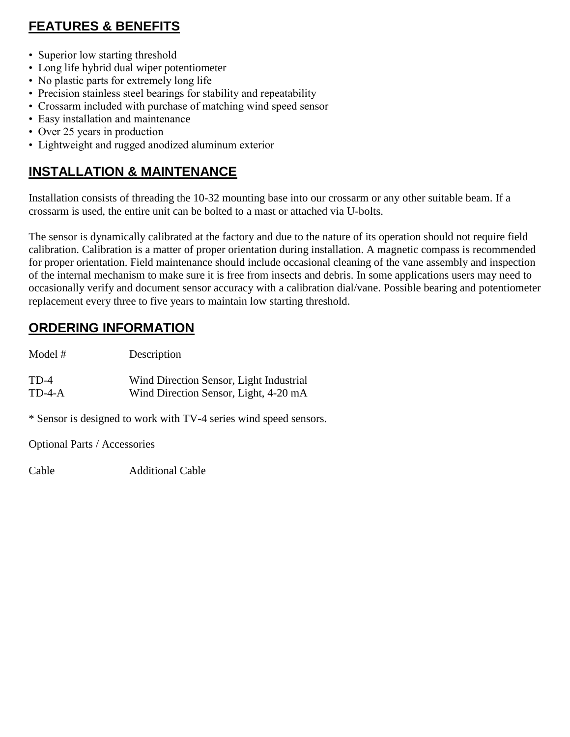## FEATURES & BENEFITS

- Superior low starting threshold
- Long life hybrid dual wiper potentiometer
- No plastic parts for extremely long life
- Precision stainless steel bearings for stability and repeatability
- Crossarm included with purchase of matching wind speed sensor
- Easy installation and maintenance
- Over 25 years in production
- Lightweight and rugged anodized aluminum exterior

## INSTALLATION & MAINTENANCE

Installation consists of threading the 10-32 mounting base into our crossarm or any other suitable beam. If a crossarm is used, the entire unit can be bolted to a mast or attached via U-bolts.

The sensor is dynamically calibrated at the factory and due to the nature of its operation should not require field calibration. Calibration is a matter of proper orientation during installation. A magnetic compass is recommended for proper orientation. Field maintenance should include occasional cleaning of the vane assembly and inspection of the internal mechanism to make sure it is free from insects and debris. In some applications users may need to occasionally verify and document sensor accuracy with a calibration dial/vane. Possible bearing and potentiometer replacement every three to five years to maintain low starting threshold.

## ORDERING INFORMATION

| Model # | Description |
|---|---|
| TD-4 | Wind Direction Sensor, Light Industrial |
| TD-4-A | Wind Direction Sensor, Light, 4-20 mA |

* Sensor is designed to work with TV-4 series wind speed sensors.

Optional Parts / Accessories

| | |
|---|---|
| Cable | Additional Cable |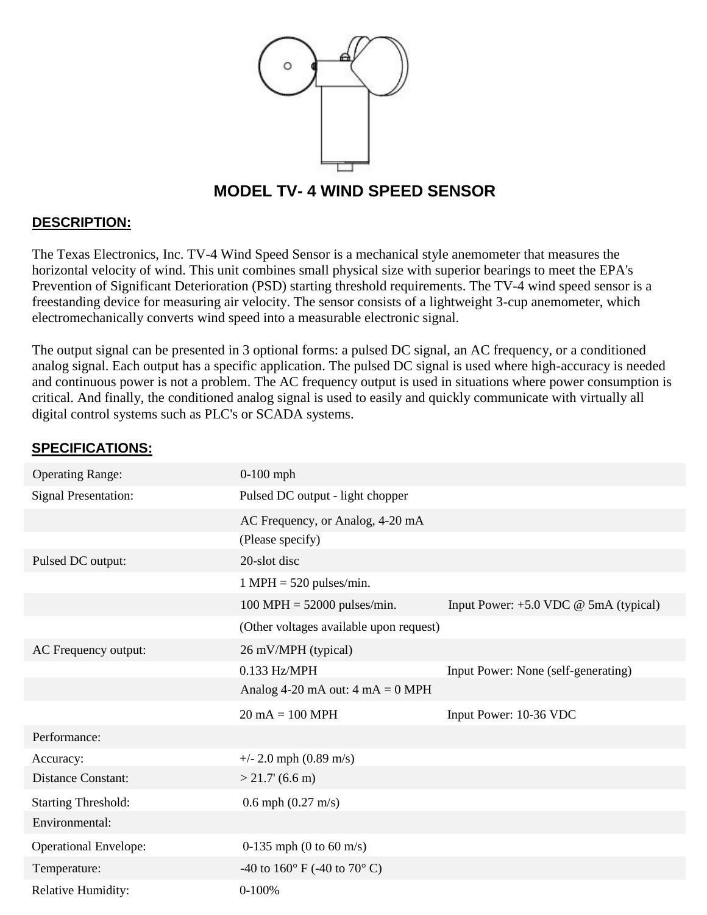# MODEL TV- 4 WIND SPEED SENSOR

## DESCRIPTION:

The Texas Electronics, Inc. TV-4 Wind Speed Sensor is a mechanical style anemometer that measures the horizontal velocity of wind. This unit combines small physical size with superior bearings to meet the EPA's Prevention of Significant Deterioration (PSD) starting threshold requirements. The TV-4 wind speed sensor is a freestanding device for measuring air velocity. The sensor consists of a lightweight 3-cup anemometer, which electromechanically converts wind speed into a measurable electronic signal.

The output signal can be presented in 3 optional forms: a pulsed DC signal, an AC frequency, or a conditioned analog signal. Each output has a specific application. The pulsed DC signal is used where high-accuracy is needed and continuous power is not a problem. The AC frequency output is used in situations where power consumption is critical. And finally, the conditioned analog signal is used to easily and quickly communicate with virtually all digital control systems such as PLC's or SCADA systems.

## SPECIFICATIONS:

| | | |
|---|---|---|
| Operating Range: | 0-100 mph | |
| Signal Presentation: | Pulsed DC output - light chopper | |
| | AC Frequency, or Analog, 4-20 mA | |
| | (Please specify) | |
| Pulsed DC output: | 20-slot disc | |
| | 1 MPH = 520 pulses/min. | |
| | 100 MPH = 52000 pulses/min. | Input Power: +5.0 VDC @ 5mA (typical) |
| | (Other voltages available upon request) | |
| AC Frequency output: | 26 mV/MPH (typical) | |
| | 0.133 Hz/MPH | Input Power: None (self-generating) |
| | Analog 4-20 mA out: 4 mA = 0 MPH | |
| | 20 mA = 100 MPH | Input Power: 10-36 VDC |
| Performance: | | |
| Accuracy: | +/- 2.0 mph (0.89 m/s) | |
| Distance Constant: | > 21.7' (6.6 m) | |
| Starting Threshold: | 0.6 mph (0.27 m/s) | |
| Environmental: | | |
| Operational Envelope: | 0-135 mph (0 to 60 m/s) | |
| Temperature: | -40 to 160° F (-40 to 70° C) | |
| Relative Humidity: | 0-100% | |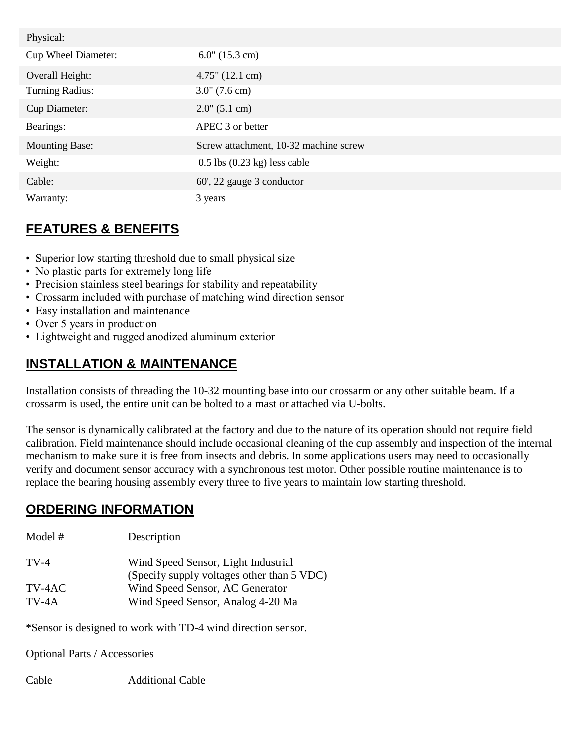| Physical: | |
|---|---|
| Cup Wheel Diameter: | 6.0" (15.3 cm) |
| Overall Height: | 4.75" (12.1 cm) |
| Turning Radius: | 3.0" (7.6 cm) |
| Cup Diameter: | 2.0" (5.1 cm) |
| Bearings: | APEC 3 or better |
| Mounting Base: | Screw attachment, 10-32 machine screw |
| Weight: | 0.5 lbs (0.23 kg) less cable |
| Cable: | 60', 22 gauge 3 conductor |
| Warranty: | 3 years |

## FEATURES & BENEFITS

- Superior low starting threshold due to small physical size
- No plastic parts for extremely long life
- Precision stainless steel bearings for stability and repeatability
- Crossarm included with purchase of matching wind direction sensor
- Easy installation and maintenance
- Over 5 years in production
- Lightweight and rugged anodized aluminum exterior

## INSTALLATION & MAINTENANCE

Installation consists of threading the 10-32 mounting base into our crossarm or any other suitable beam. If a crossarm is used, the entire unit can be bolted to a mast or attached via U-bolts.

The sensor is dynamically calibrated at the factory and due to the nature of its operation should not require field calibration. Field maintenance should include occasional cleaning of the cup assembly and inspection of the internal mechanism to make sure it is free from insects and debris. In some applications users may need to occasionally verify and document sensor accuracy with a synchronous test motor. Other possible routine maintenance is to replace the bearing housing assembly every three to five years to maintain low starting threshold.

## ORDERING INFORMATION

| Model # | Description |
|---|---|
| TV-4 | Wind Speed Sensor, Light Industrial (Specify supply voltages other than 5 VDC) |
| TV-4AC | Wind Speed Sensor, AC Generator |
| TV-4A | Wind Speed Sensor, Analog 4-20 Ma |

*Sensor is designed to work with TD-4 wind direction sensor.

Optional Parts / Accessories

| | |
|---|---|
| Cable | Additional Cable |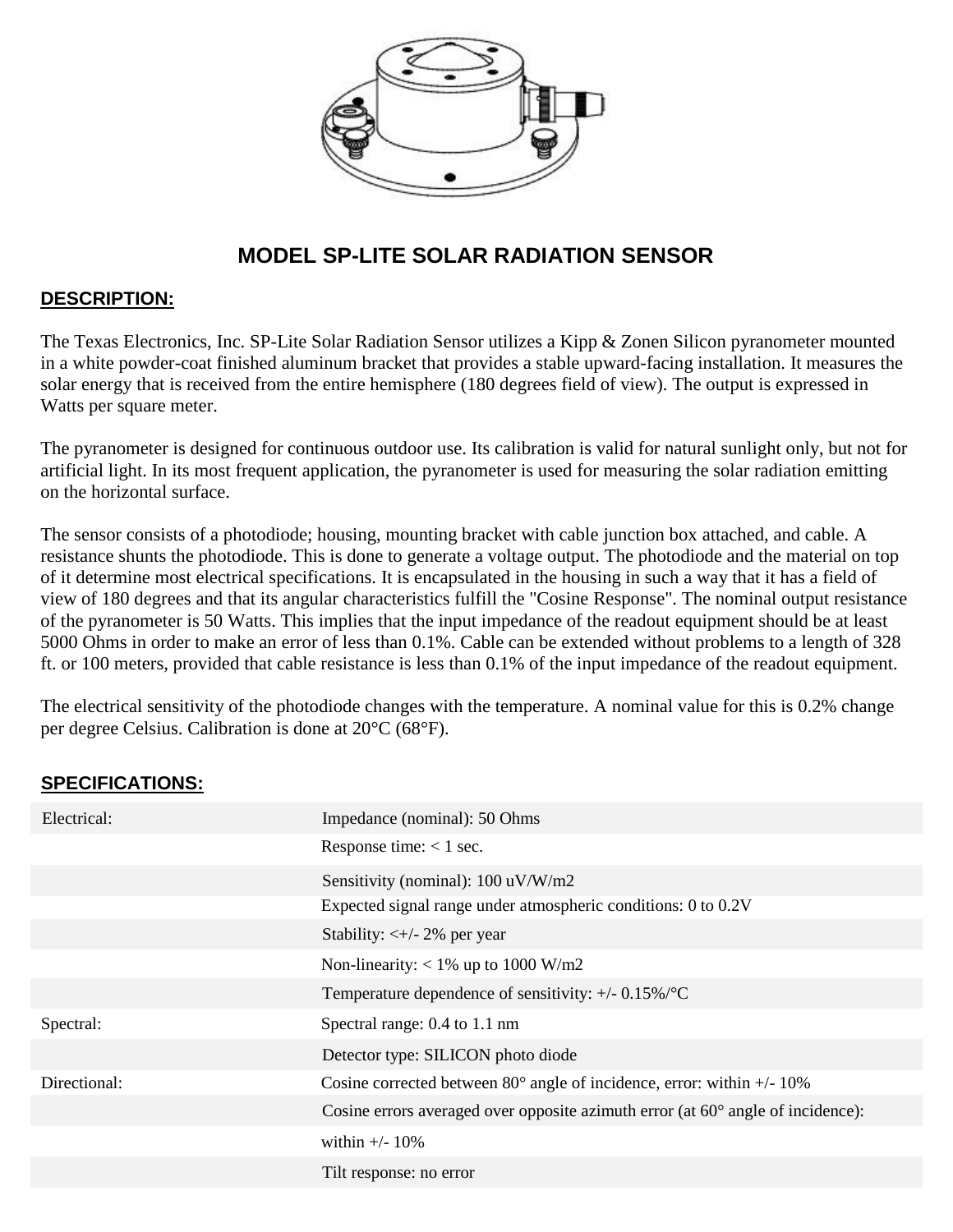# MODEL SP-LITE SOLAR RADIATION SENSOR

## DESCRIPTION:

The Texas Electronics, Inc. SP-Lite Solar Radiation Sensor utilizes a Kipp & Zonen Silicon pyranometer mounted in a white powder-coat finished aluminum bracket that provides a stable upward-facing installation. It measures the solar energy that is received from the entire hemisphere (180 degrees field of view). The output is expressed in Watts per square meter.

The pyranometer is designed for continuous outdoor use. Its calibration is valid for natural sunlight only, but not for artificial light. In its most frequent application, the pyranometer is used for measuring the solar radiation emitting on the horizontal surface.

The sensor consists of a photodiode; housing, mounting bracket with cable junction box attached, and cable. A resistance shunts the photodiode. This is done to generate a voltage output. The photodiode and the material on top of it determine most electrical specifications. It is encapsulated in the housing in such a way that it has a field of view of 180 degrees and that its angular characteristics fulfill the "Cosine Response". The nominal output resistance of the pyranometer is 50 Watts. This implies that the input impedance of the readout equipment should be at least 5000 Ohms in order to make an error of less than 0.1%. Cable can be extended without problems to a length of 328 ft. or 100 meters, provided that cable resistance is less than 0.1% of the input impedance of the readout equipment.

The electrical sensitivity of the photodiode changes with the temperature. A nominal value for this is 0.2% change per degree Celsius. Calibration is done at 20°C (68°F).

## SPECIFICATIONS:

| | |
|---|---|
| Electrical: | Impedance (nominal): 50 Ohms |
| | Response time: < 1 sec. |
| | Sensitivity (nominal): 100 uV/W/m2 |
| | Expected signal range under atmospheric conditions: 0 to 0.2V |
| | Stability: <+/- 2% per year |
| | Non-linearity: < 1% up to 1000 W/m2 |
| | Temperature dependence of sensitivity: +/- 0.15%/°C |
| Spectral: | Spectral range: 0.4 to 1.1 nm |
| | Detector type: SILICON photo diode |
| Directional: | Cosine corrected between 80° angle of incidence, error: within +/- 10% |
| | Cosine errors averaged over opposite azimuth error (at 60° angle of incidence): |
| | within +/- 10% |
| | Tilt response: no error |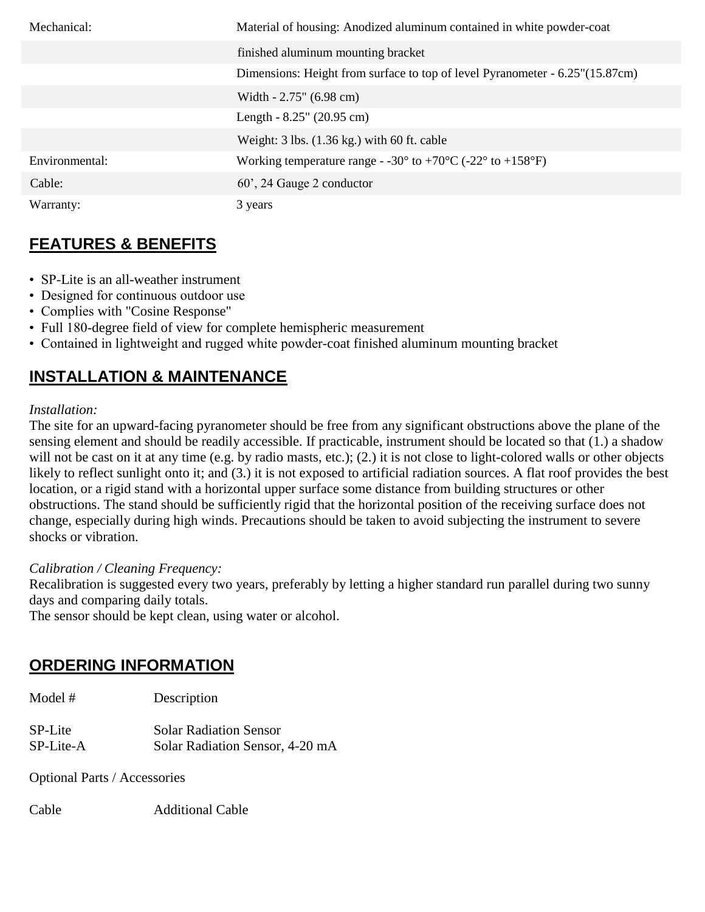| | |
|---|---|
| Mechanical: | Material of housing: Anodized aluminum contained in white powder-coat |
| | finished aluminum mounting bracket |
| | Dimensions: Height from surface to top of level Pyranometer - 6.25"(15.87cm) |
| | Width - 2.75" (6.98 cm) |
| | Length - 8.25" (20.95 cm) |
| | Weight: 3 lbs. (1.36 kg.) with 60 ft. cable |
| Environmental: | Working temperature range - -30° to +70°C (-22° to +158°F) |
| Cable: | 60', 24 Gauge 2 conductor |
| Warranty: | 3 years |

## FEATURES & BENEFITS

- SP-Lite is an all-weather instrument
- Designed for continuous outdoor use
- Complies with "Cosine Response"
- Full 180-degree field of view for complete hemispheric measurement
- Contained in lightweight and rugged white powder-coat finished aluminum mounting bracket

## INSTALLATION & MAINTENANCE

*Installation:*

The site for an upward-facing pyranometer should be free from any significant obstructions above the plane of the sensing element and should be readily accessible. If practicable, instrument should be located so that (1.) a shadow will not be cast on it at any time (e.g. by radio masts, etc.); (2.) it is not close to light-colored walls or other objects likely to reflect sunlight onto it; and (3.) it is not exposed to artificial radiation sources. A flat roof provides the best location, or a rigid stand with a horizontal upper surface some distance from building structures or other obstructions. The stand should be sufficiently rigid that the horizontal position of the receiving surface does not change, especially during high winds. Precautions should be taken to avoid subjecting the instrument to severe shocks or vibration.

*Calibration / Cleaning Frequency:*

Recalibration is suggested every two years, preferably by letting a higher standard run parallel during two sunny days and comparing daily totals.

The sensor should be kept clean, using water or alcohol.

## ORDERING INFORMATION

| Model # | Description |
|---|---|
| SP-Lite | Solar Radiation Sensor |
| SP-Lite-A | Solar Radiation Sensor, 4-20 mA |

Optional Parts / Accessories

| | |
|---|---|
| Cable | Additional Cable |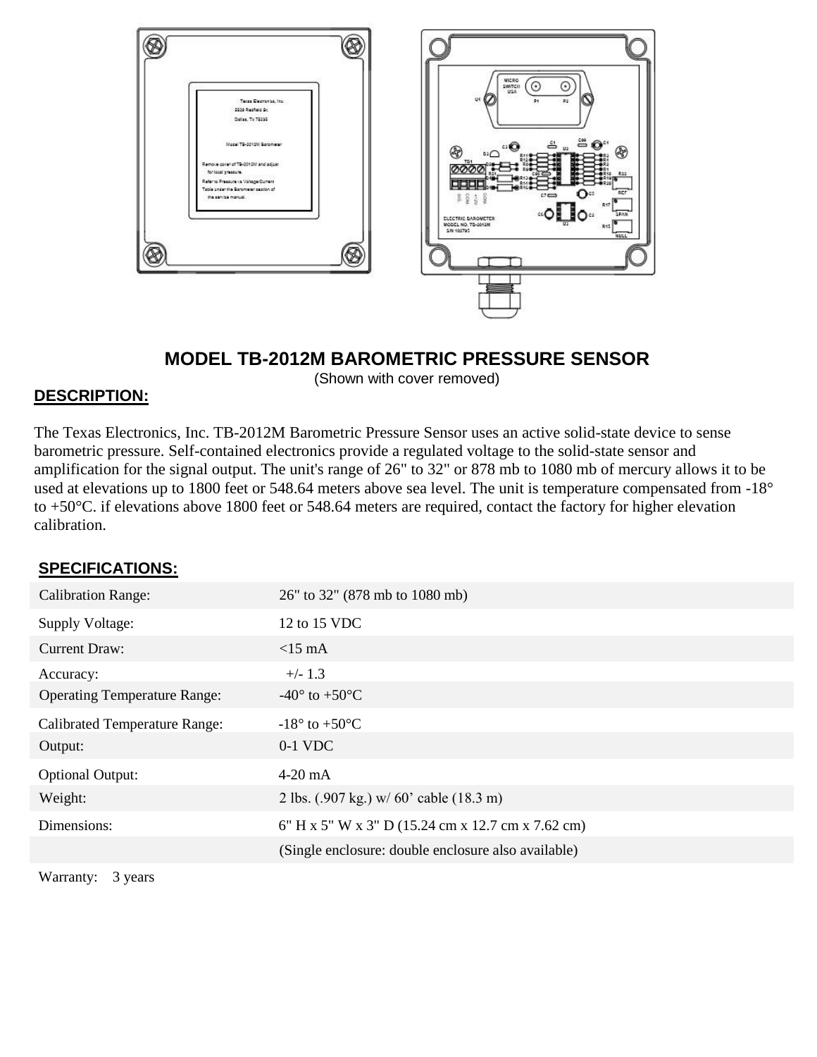## MODEL TB-2012M BAROMETRIC PRESSURE SENSOR

(Shown with cover removed)

### DESCRIPTION:

The Texas Electronics, Inc. TB-2012M Barometric Pressure Sensor uses an active solid-state device to sense barometric pressure. Self-contained electronics provide a regulated voltage to the solid-state sensor and amplification for the signal output. The unit's range of 26" to 32" or 878 mb to 1080 mb of mercury allows it to be used at elevations up to 1800 feet or 548.64 meters above sea level. The unit is temperature compensated from -18° to +50°C. if elevations above 1800 feet or 548.64 meters are required, contact the factory for higher elevation calibration.

### SPECIFICATIONS:

| | |
|---|---|
| Calibration Range: | 26" to 32" (878 mb to 1080 mb) |
| Supply Voltage: | 12 to 15 VDC |
| Current Draw: | <15 mA |
| Accuracy: | +/- 1.3 |
| Operating Temperature Range: | -40° to +50°C |
| Calibrated Temperature Range: | -18° to +50°C |
| Output: | 0-1 VDC |
| Optional Output: | 4-20 mA |
| Weight: | 2 lbs. (.907 kg.) w/ 60' cable (18.3 m) |
| Dimensions: | 6" H x 5" W x 3" D (15.24 cm x 12.7 cm x 7.62 cm) |
| | (Single enclosure: double enclosure also available) |

Warranty: 3 years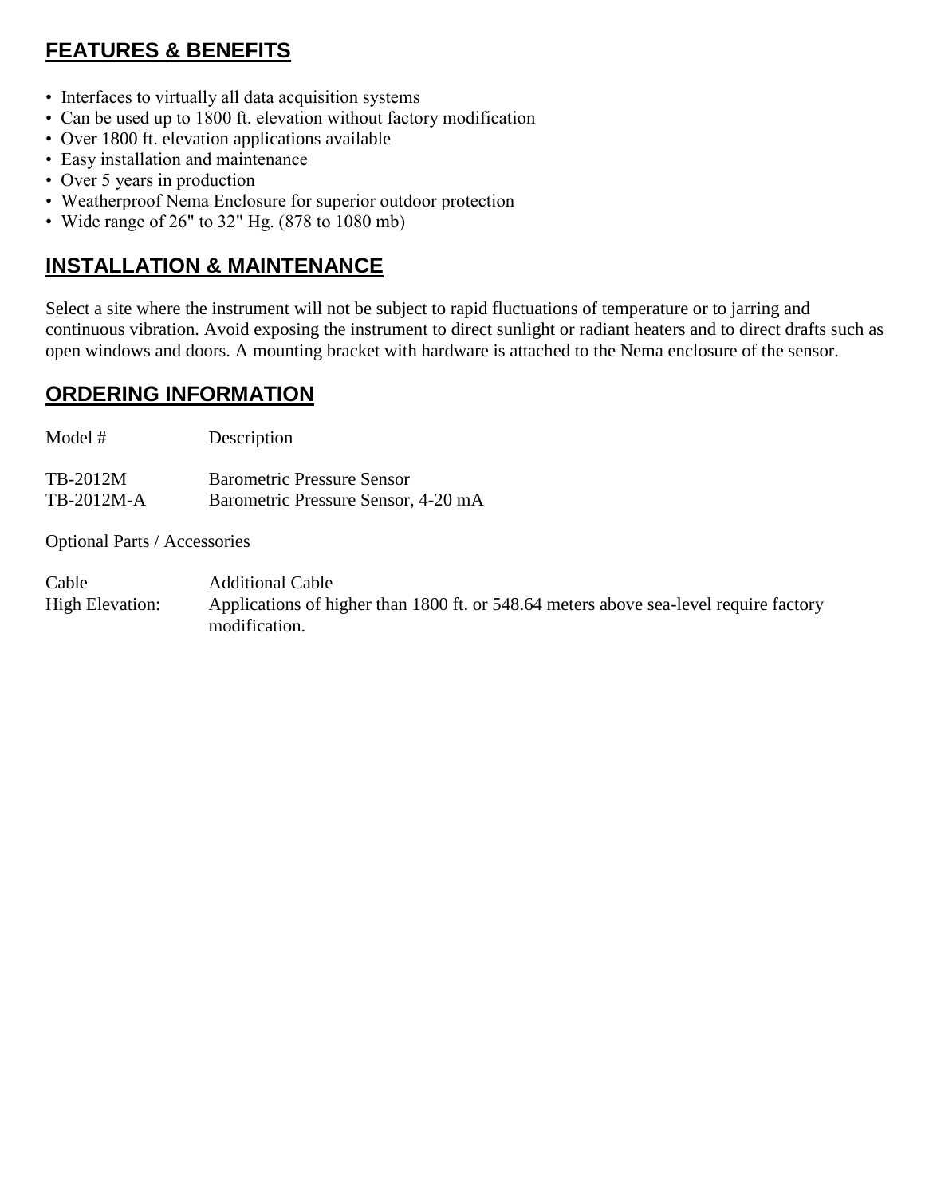## FEATURES & BENEFITS

- Interfaces to virtually all data acquisition systems
- Can be used up to 1800 ft. elevation without factory modification
- Over 1800 ft. elevation applications available
- Easy installation and maintenance
- Over 5 years in production
- Weatherproof Nema Enclosure for superior outdoor protection
- Wide range of 26" to 32" Hg. (878 to 1080 mb)

## INSTALLATION & MAINTENANCE

Select a site where the instrument will not be subject to rapid fluctuations of temperature or to jarring and continuous vibration. Avoid exposing the instrument to direct sunlight or radiant heaters and to direct drafts such as open windows and doors. A mounting bracket with hardware is attached to the Nema enclosure of the sensor.

## ORDERING INFORMATION

| Model # | Description |
| --- | --- |
| TB-2012M | Barometric Pressure Sensor |
| TB-2012M-A | Barometric Pressure Sensor, 4-20 mA |

Optional Parts / Accessories

| | |
| --- | --- |
| Cable | Additional Cable |
| High Elevation: | Applications of higher than 1800 ft. or 548.64 meters above sea-level require factory modification. |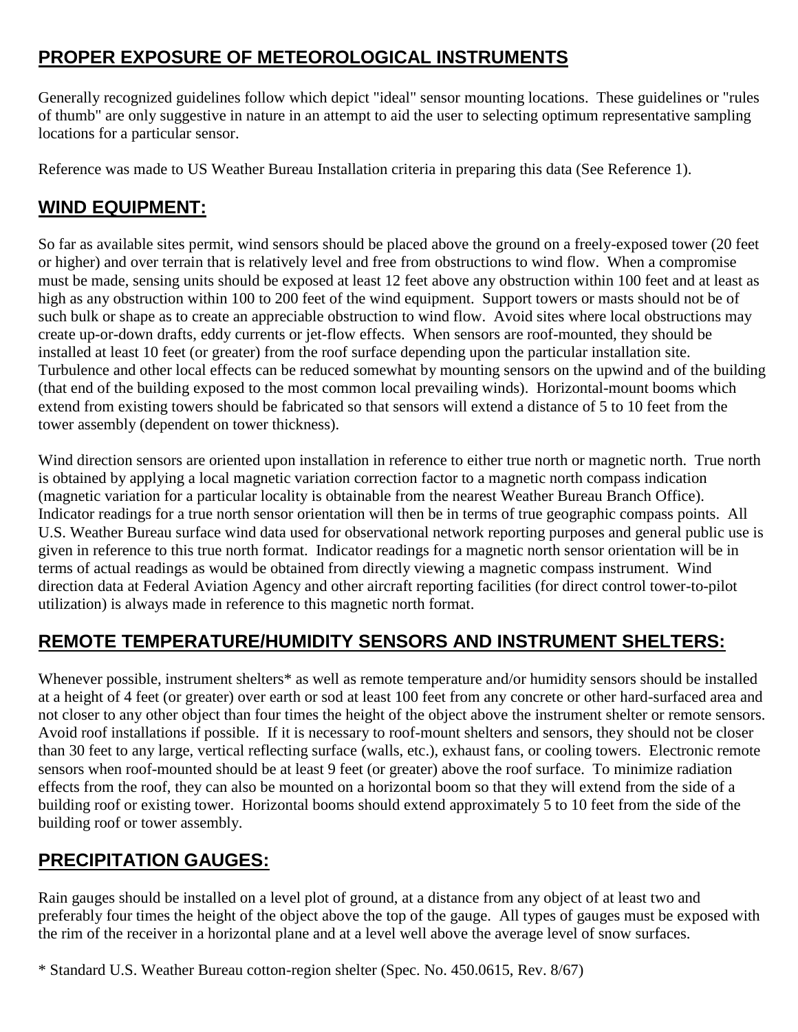# PROPER EXPOSURE OF METEOROLOGICAL INSTRUMENTS

Generally recognized guidelines follow which depict "ideal" sensor mounting locations. These guidelines or "rules of thumb" are only suggestive in nature in an attempt to aid the user to selecting optimum representative sampling locations for a particular sensor.

Reference was made to US Weather Bureau Installation criteria in preparing this data (See Reference 1).

## WIND EQUIPMENT:

So far as available sites permit, wind sensors should be placed above the ground on a freely-exposed tower (20 feet or higher) and over terrain that is relatively level and free from obstructions to wind flow. When a compromise must be made, sensing units should be exposed at least 12 feet above any obstruction within 100 feet and at least as high as any obstruction within 100 to 200 feet of the wind equipment. Support towers or masts should not be of such bulk or shape as to create an appreciable obstruction to wind flow. Avoid sites where local obstructions may create up-or-down drafts, eddy currents or jet-flow effects. When sensors are roof-mounted, they should be installed at least 10 feet (or greater) from the roof surface depending upon the particular installation site. Turbulence and other local effects can be reduced somewhat by mounting sensors on the upwind and of the building (that end of the building exposed to the most common local prevailing winds). Horizontal-mount booms which extend from existing towers should be fabricated so that sensors will extend a distance of 5 to 10 feet from the tower assembly (dependent on tower thickness).

Wind direction sensors are oriented upon installation in reference to either true north or magnetic north. True north is obtained by applying a local magnetic variation correction factor to a magnetic north compass indication (magnetic variation for a particular locality is obtainable from the nearest Weather Bureau Branch Office). Indicator readings for a true north sensor orientation will then be in terms of true geographic compass points. All U.S. Weather Bureau surface wind data used for observational network reporting purposes and general public use is given in reference to this true north format. Indicator readings for a magnetic north sensor orientation will be in terms of actual readings as would be obtained from directly viewing a magnetic compass instrument. Wind direction data at Federal Aviation Agency and other aircraft reporting facilities (for direct control tower-to-pilot utilization) is always made in reference to this magnetic north format.

## REMOTE TEMPERATURE/HUMIDITY SENSORS AND INSTRUMENT SHELTERS:

Whenever possible, instrument shelters* as well as remote temperature and/or humidity sensors should be installed at a height of 4 feet (or greater) over earth or sod at least 100 feet from any concrete or other hard-surfaced area and not closer to any other object than four times the height of the object above the instrument shelter or remote sensors. Avoid roof installations if possible. If it is necessary to roof-mount shelters and sensors, they should not be closer than 30 feet to any large, vertical reflecting surface (walls, etc.), exhaust fans, or cooling towers. Electronic remote sensors when roof-mounted should be at least 9 feet (or greater) above the roof surface. To minimize radiation effects from the roof, they can also be mounted on a horizontal boom so that they will extend from the side of a building roof or existing tower. Horizontal booms should extend approximately 5 to 10 feet from the side of the building roof or tower assembly.

## PRECIPITATION GAUGES:

Rain gauges should be installed on a level plot of ground, at a distance from any object of at least two and preferably four times the height of the object above the top of the gauge. All types of gauges must be exposed with the rim of the receiver in a horizontal plane and at a level well above the average level of snow surfaces.

* Standard U.S. Weather Bureau cotton-region shelter (Spec. No. 450.0615, Rev. 8/67)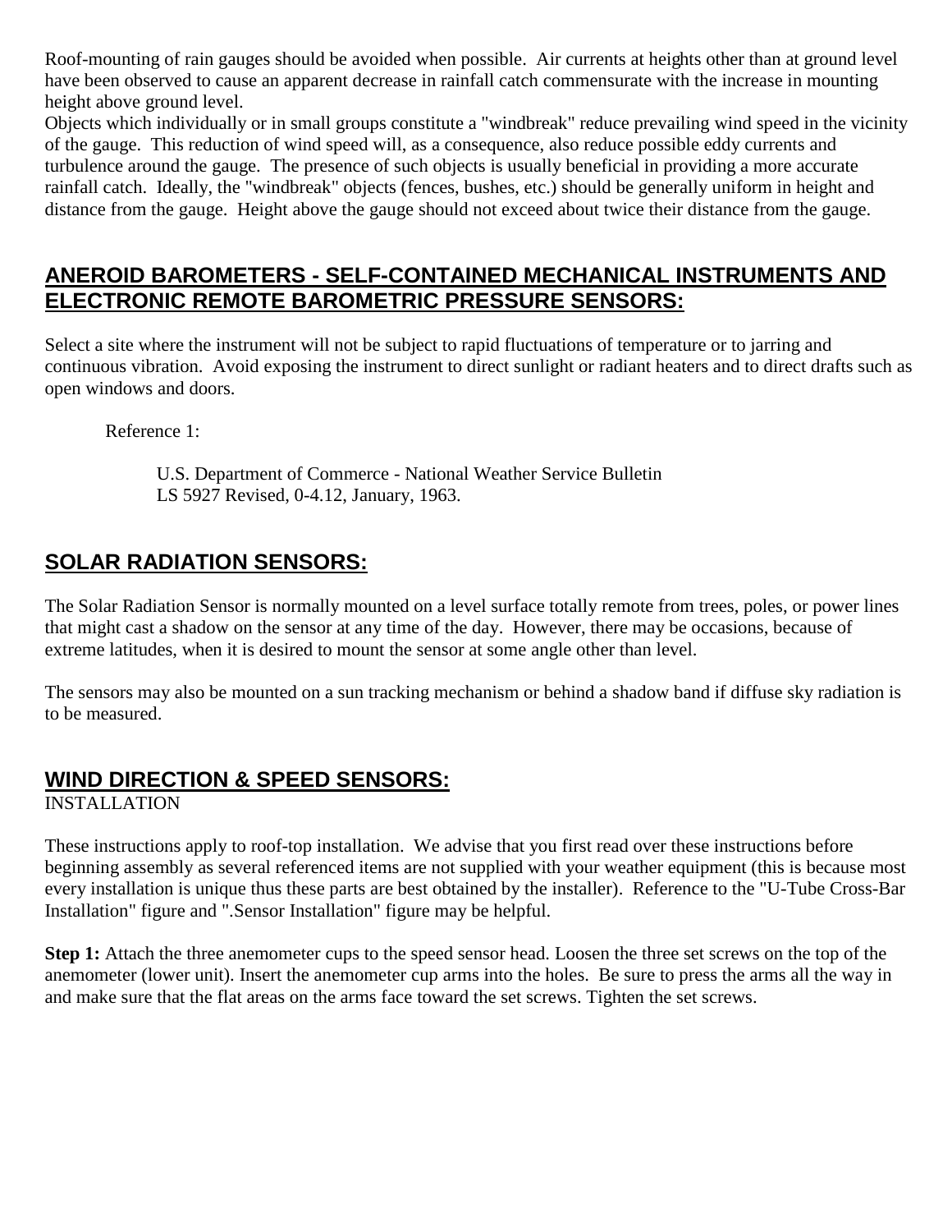Roof-mounting of rain gauges should be avoided when possible. Air currents at heights other than at ground level have been observed to cause an apparent decrease in rainfall catch commensurate with the increase in mounting height above ground level.
Objects which individually or in small groups constitute a "windbreak" reduce prevailing wind speed in the vicinity of the gauge. This reduction of wind speed will, as a consequence, also reduce possible eddy currents and turbulence around the gauge. The presence of such objects is usually beneficial in providing a more accurate rainfall catch. Ideally, the "windbreak" objects (fences, bushes, etc.) should be generally uniform in height and distance from the gauge. Height above the gauge should not exceed about twice their distance from the gauge.

## ANEROID BAROMETERS - SELF-CONTAINED MECHANICAL INSTRUMENTS AND ELECTRONIC REMOTE BAROMETRIC PRESSURE SENSORS:

Select a site where the instrument will not be subject to rapid fluctuations of temperature or to jarring and continuous vibration. Avoid exposing the instrument to direct sunlight or radiant heaters and to direct drafts such as open windows and doors.

Reference 1:

U.S. Department of Commerce - National Weather Service Bulletin
LS 5927 Revised, 0-4.12, January, 1963.

## SOLAR RADIATION SENSORS:

The Solar Radiation Sensor is normally mounted on a level surface totally remote from trees, poles, or power lines that might cast a shadow on the sensor at any time of the day. However, there may be occasions, because of extreme latitudes, when it is desired to mount the sensor at some angle other than level.

The sensors may also be mounted on a sun tracking mechanism or behind a shadow band if diffuse sky radiation is to be measured.

## WIND DIRECTION & SPEED SENSORS:

INSTALLATION

These instructions apply to roof-top installation. We advise that you first read over these instructions before beginning assembly as several referenced items are not supplied with your weather equipment (this is because most every installation is unique thus these parts are best obtained by the installer). Reference to the "U-Tube Cross-Bar Installation" figure and ".Sensor Installation" figure may be helpful.

**Step 1:** Attach the three anemometer cups to the speed sensor head. Loosen the three set screws on the top of the anemometer (lower unit). Insert the anemometer cup arms into the holes. Be sure to press the arms all the way in and make sure that the flat areas on the arms face toward the set screws. Tighten the set screws.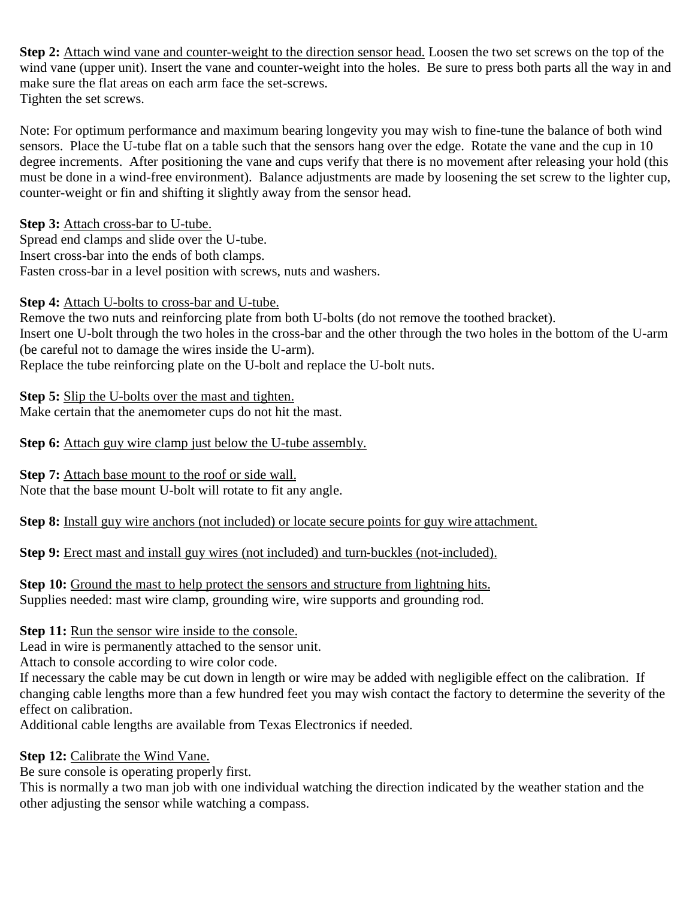**Step 2:** Attach wind vane and counter-weight to the direction sensor head. Loosen the two set screws on the top of the wind vane (upper unit). Insert the vane and counter-weight into the holes. Be sure to press both parts all the way in and make sure the flat areas on each arm face the set-screws.
Tighten the set screws.

Note: For optimum performance and maximum bearing longevity you may wish to fine-tune the balance of both wind sensors. Place the U-tube flat on a table such that the sensors hang over the edge. Rotate the vane and the cup in 10 degree increments. After positioning the vane and cups verify that there is no movement after releasing your hold (this must be done in a wind-free environment). Balance adjustments are made by loosening the set screw to the lighter cup, counter-weight or fin and shifting it slightly away from the sensor head.

**Step 3:** Attach cross-bar to U-tube.
Spread end clamps and slide over the U-tube.
Insert cross-bar into the ends of both clamps.
Fasten cross-bar in a level position with screws, nuts and washers.

**Step 4:** Attach U-bolts to cross-bar and U-tube.
Remove the two nuts and reinforcing plate from both U-bolts (do not remove the toothed bracket).
Insert one U-bolt through the two holes in the cross-bar and the other through the two holes in the bottom of the U-arm (be careful not to damage the wires inside the U-arm).
Replace the tube reinforcing plate on the U-bolt and replace the U-bolt nuts.

**Step 5:** Slip the U-bolts over the mast and tighten.
Make certain that the anemometer cups do not hit the mast.

**Step 6:** Attach guy wire clamp just below the U-tube assembly.

**Step 7:** Attach base mount to the roof or side wall.
Note that the base mount U-bolt will rotate to fit any angle.

**Step 8:** Install guy wire anchors (not included) or locate secure points for guy wire attachment.

**Step 9:** Erect mast and install guy wires (not included) and turn-buckles (not-included).

**Step 10:** Ground the mast to help protect the sensors and structure from lightning hits.
Supplies needed: mast wire clamp, grounding wire, wire supports and grounding rod.

**Step 11:** Run the sensor wire inside to the console.
Lead in wire is permanently attached to the sensor unit.
Attach to console according to wire color code.
If necessary the cable may be cut down in length or wire may be added with negligible effect on the calibration. If changing cable lengths more than a few hundred feet you may wish contact the factory to determine the severity of the effect on calibration.
Additional cable lengths are available from Texas Electronics if needed.

**Step 12:** Calibrate the Wind Vane.
Be sure console is operating properly first.
This is normally a two man job with one individual watching the direction indicated by the weather station and the other adjusting the sensor while watching a compass.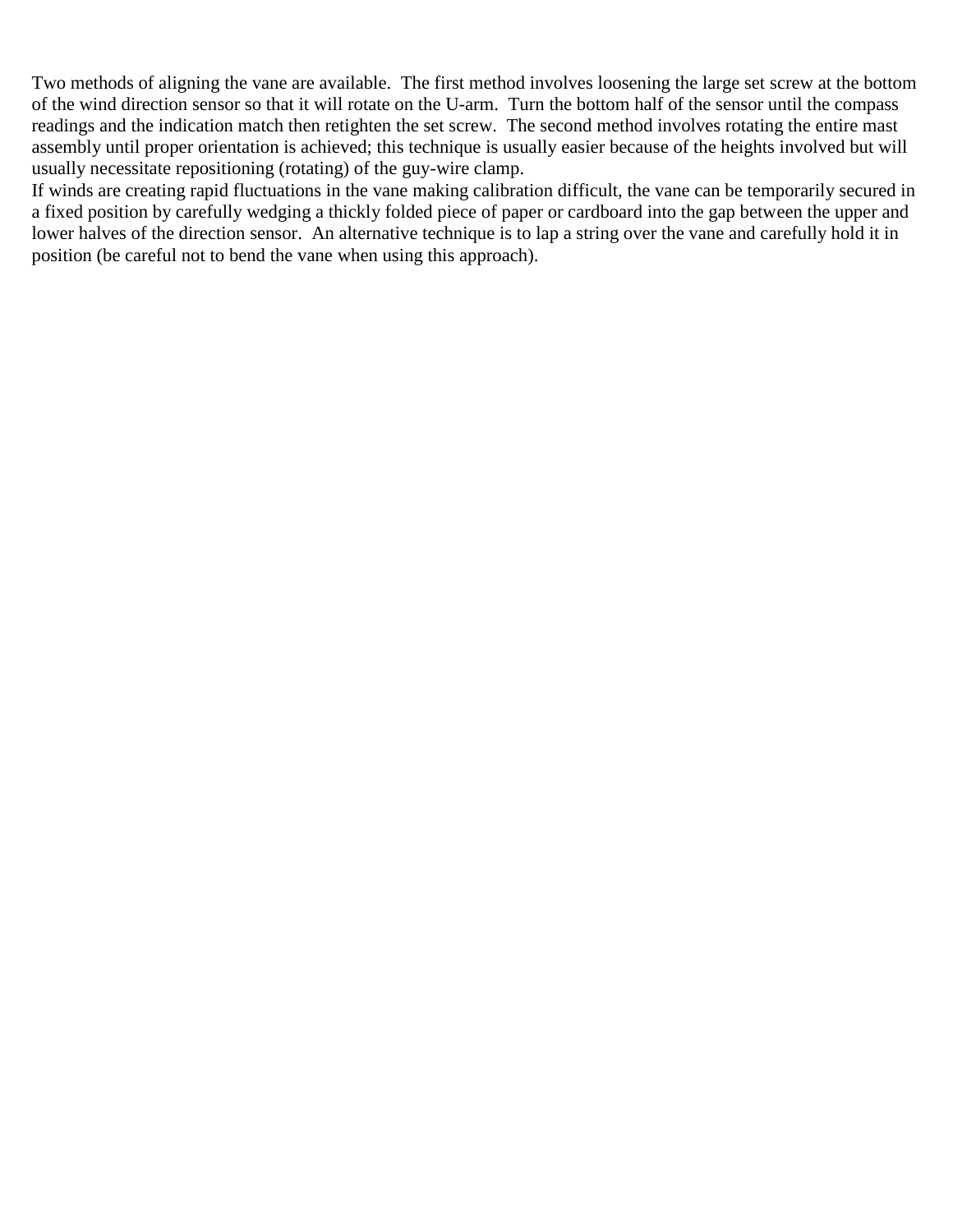Two methods of aligning the vane are available. The first method involves loosening the large set screw at the bottom of the wind direction sensor so that it will rotate on the U-arm. Turn the bottom half of the sensor until the compass readings and the indication match then retighten the set screw. The second method involves rotating the entire mast assembly until proper orientation is achieved; this technique is usually easier because of the heights involved but will usually necessitate repositioning (rotating) of the guy-wire clamp.

If winds are creating rapid fluctuations in the vane making calibration difficult, the vane can be temporarily secured in a fixed position by carefully wedging a thickly folded piece of paper or cardboard into the gap between the upper and lower halves of the direction sensor. An alternative technique is to lap a string over the vane and carefully hold it in position (be careful not to bend the vane when using this approach).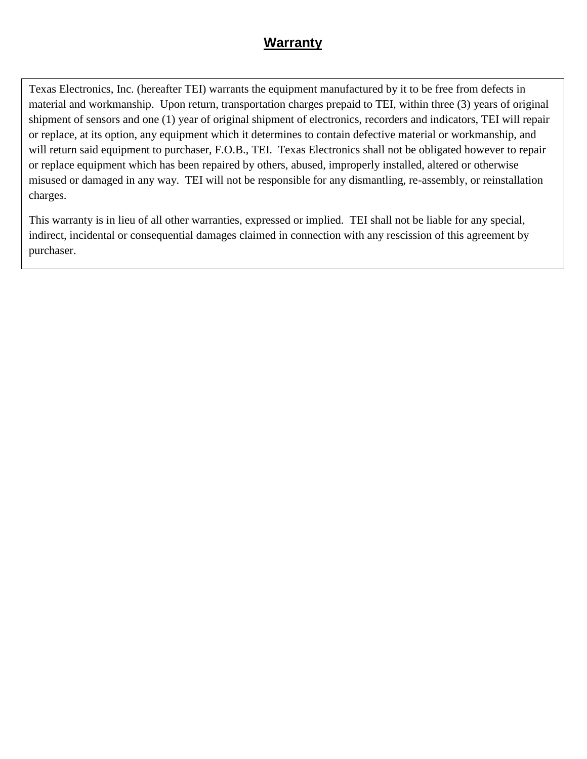# **Warranty**

Texas Electronics, Inc. (hereafter TEI) warrants the equipment manufactured by it to be free from defects in material and workmanship. Upon return, transportation charges prepaid to TEI, within three (3) years of original shipment of sensors and one (1) year of original shipment of electronics, recorders and indicators, TEI will repair or replace, at its option, any equipment which it determines to contain defective material or workmanship, and will return said equipment to purchaser, F.O.B., TEI. Texas Electronics shall not be obligated however to repair or replace equipment which has been repaired by others, abused, improperly installed, altered or otherwise misused or damaged in any way. TEI will not be responsible for any dismantling, re-assembly, or reinstallation charges.

This warranty is in lieu of all other warranties, expressed or implied. TEI shall not be liable for any special, indirect, incidental or consequential damages claimed in connection with any rescission of this agreement by purchaser.